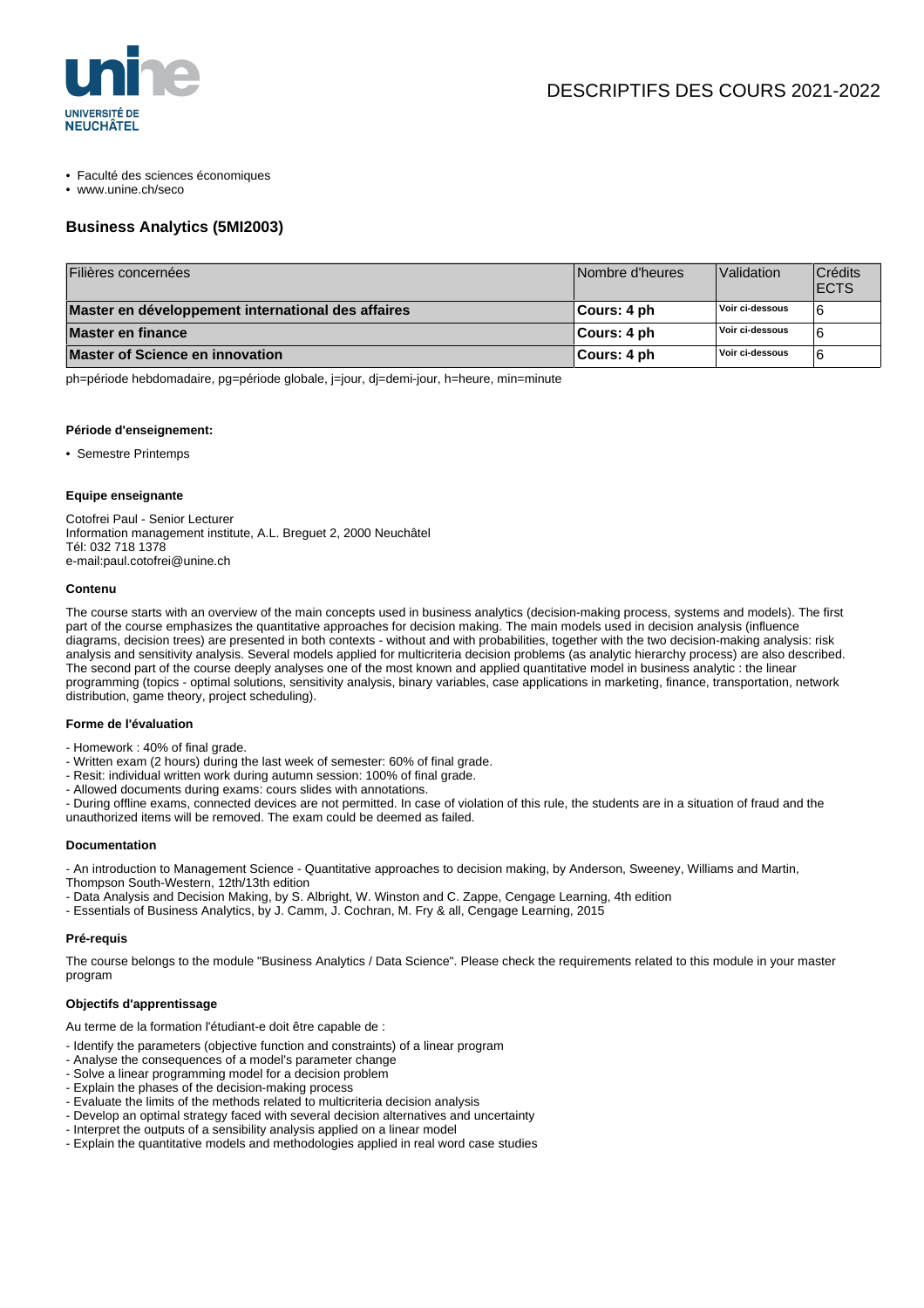DESCRIPTIFS DES COURS 2021-2022

- Faculté des sciences économiques
- www.unine.ch/seco

## Business Analytics (5MI2003)

| Filières concernées | Nombre d'heures | Validation | Crédits ECTS |
|---|---|---|---|
| **Master en développement international des affaires** | **Cours: 4 ph** | Voir ci-dessous | 6 |
| **Master en finance** | **Cours: 4 ph** | Voir ci-dessous | 6 |
| **Master of Science en innovation** | **Cours: 4 ph** | Voir ci-dessous | 6 |

ph=période hebdomadaire, pg=période globale, j=jour, dj=demi-jour, h=heure, min=minute

#### Période d'enseignement:

- Semestre Printemps

#### Equipe enseignante

Cotofrei Paul - Senior Lecturer
Information management institute, A.L. Breguet 2, 2000 Neuchâtel
Tél: 032 718 1378
e-mail:paul.cotofrei@unine.ch

#### Contenu

The course starts with an overview of the main concepts used in business analytics (decision-making process, systems and models). The first part of the course emphasizes the quantitative approaches for decision making. The main models used in decision analysis (influence diagrams, decision trees) are presented in both contexts - without and with probabilities, together with the two decision-making analysis: risk analysis and sensitivity analysis. Several models applied for multicriteria decision problems (as analytic hierarchy process) are also described. The second part of the course deeply analyses one of the most known and applied quantitative model in business analytic : the linear programming (topics - optimal solutions, sensitivity analysis, binary variables, case applications in marketing, finance, transportation, network distribution, game theory, project scheduling).

#### Forme de l'évaluation

- Homework : 40% of final grade.
- Written exam (2 hours) during the last week of semester: 60% of final grade.
- Resit: individual written work during autumn session: 100% of final grade.
- Allowed documents during exams: cours slides with annotations.
- During offline exams, connected devices are not permitted. In case of violation of this rule, the students are in a situation of fraud and the unauthorized items will be removed. The exam could be deemed as failed.

#### Documentation

- An introduction to Management Science - Quantitative approaches to decision making, by Anderson, Sweeney, Williams and Martin, Thompson South-Western, 12th/13th edition
- Data Analysis and Decision Making, by S. Albright, W. Winston and C. Zappe, Cengage Learning, 4th edition
- Essentials of Business Analytics, by J. Camm, J. Cochran, M. Fry & all, Cengage Learning, 2015

#### Pré-requis

The course belongs to the module "Business Analytics / Data Science". Please check the requirements related to this module in your master program

#### Objectifs d'apprentissage

Au terme de la formation l'étudiant-e doit être capable de :

- Identify the parameters (objective function and constraints) of a linear program
- Analyse the consequences of a model's parameter change
- Solve a linear programming model for a decision problem
- Explain the phases of the decision-making process
- Evaluate the limits of the methods related to multicriteria decision analysis
- Develop an optimal strategy faced with several decision alternatives and uncertainty
- Interpret the outputs of a sensibility analysis applied on a linear model
- Explain the quantitative models and methodologies applied in real word case studies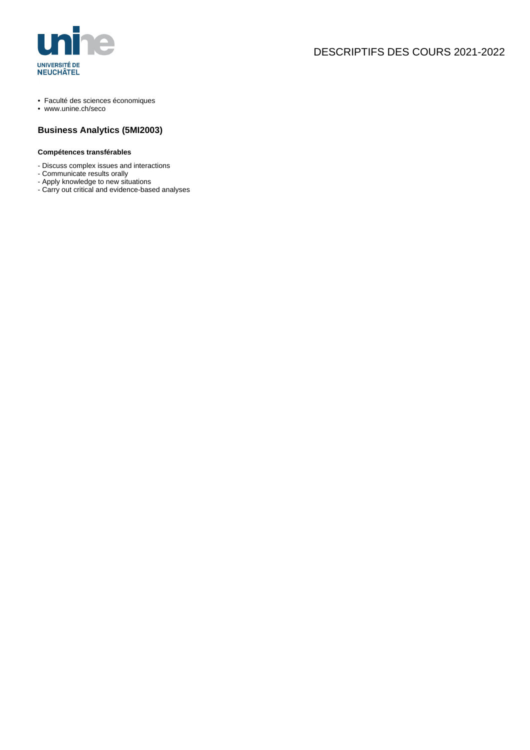- Faculté des sciences économiques
- www.unine.ch/seco

## Business Analytics (5MI2003)

#### Compétences transférables

- Discuss complex issues and interactions
- Communicate results orally
- Apply knowledge to new situations
- Carry out critical and evidence-based analyses